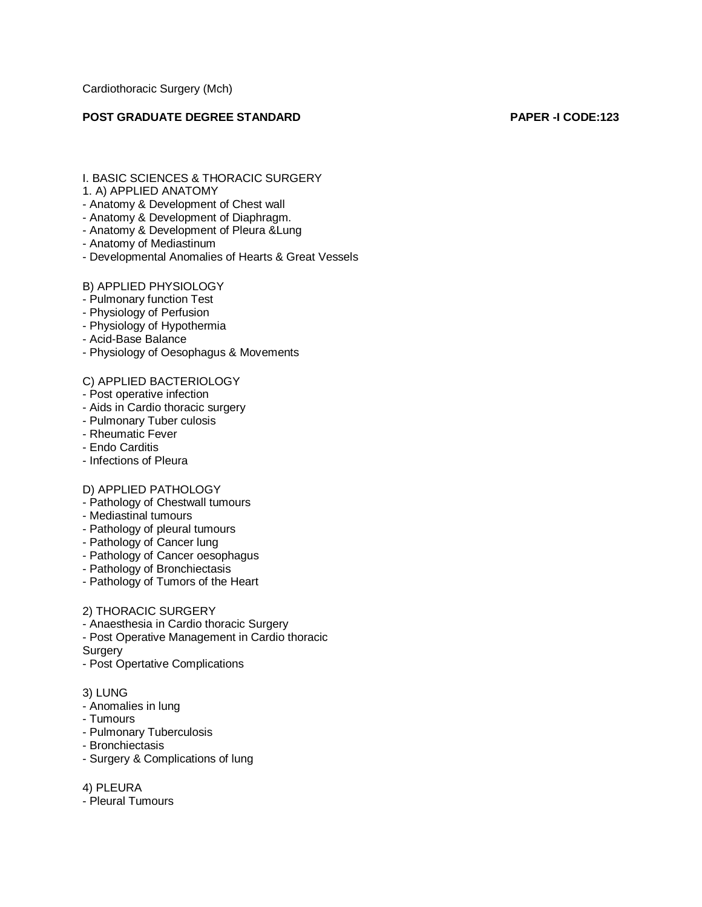Cardiothoracic Surgery (Mch)

**POST GRADUATE DEGREE STANDARD** **PAPER -I CODE:123**

I. BASIC SCIENCES & THORACIC SURGERY

1. A) APPLIED ANATOMY

- Anatomy & Development of Chest wall
- Anatomy & Development of Diaphragm.
- Anatomy & Development of Pleura &Lung
- Anatomy of Mediastinum
- Developmental Anomalies of Hearts & Great Vessels

B) APPLIED PHYSIOLOGY

- Pulmonary function Test
- Physiology of Perfusion
- Physiology of Hypothermia
- Acid-Base Balance
- Physiology of Oesophagus & Movements

C) APPLIED BACTERIOLOGY

- Post operative infection
- Aids in Cardio thoracic surgery
- Pulmonary Tuber culosis
- Rheumatic Fever
- Endo Carditis
- Infections of Pleura

D) APPLIED PATHOLOGY

- Pathology of Chestwall tumours
- Mediastinal tumours
- Pathology of pleural tumours
- Pathology of Cancer lung
- Pathology of Cancer oesophagus
- Pathology of Bronchiectasis
- Pathology of Tumors of the Heart

2) THORACIC SURGERY

- Anaesthesia in Cardio thoracic Surgery
- Post Operative Management in Cardio thoracic Surgery
- Post Opertative Complications

3) LUNG

- Anomalies in lung
- Tumours
- Pulmonary Tuberculosis
- Bronchiectasis
- Surgery & Complications of lung

4) PLEURA

- Pleural Tumours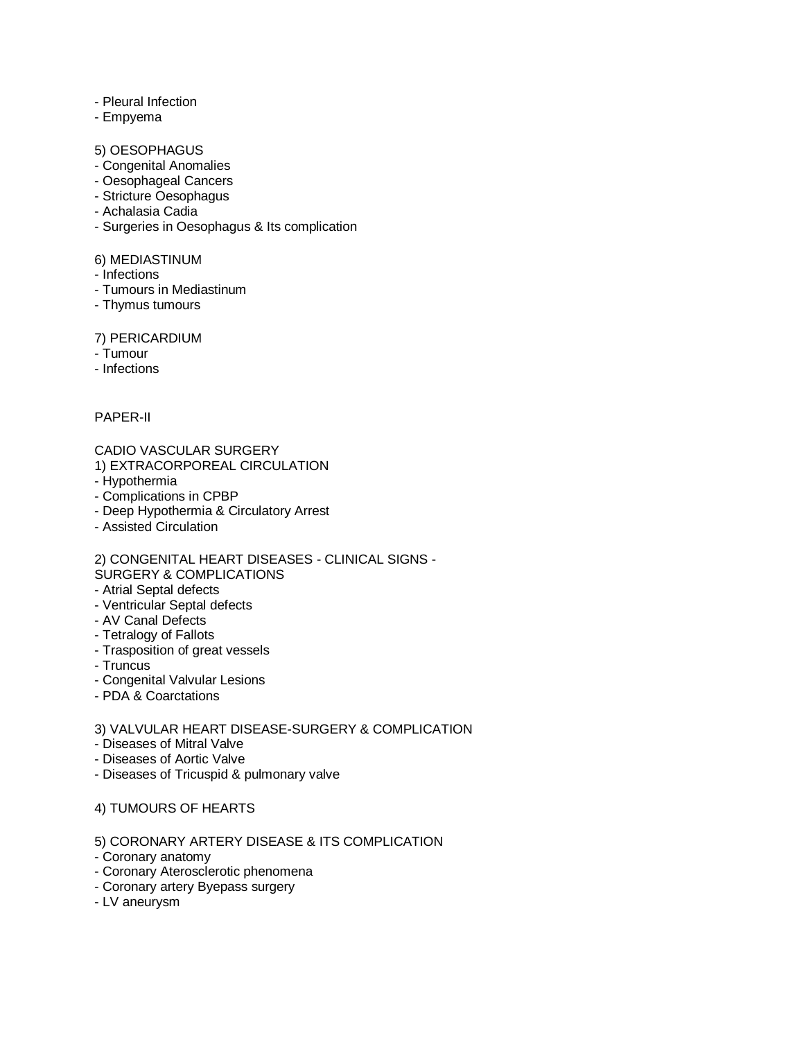- Pleural Infection
- Empyema

5) OESOPHAGUS
- Congenital Anomalies
- Oesophageal Cancers
- Stricture Oesophagus
- Achalasia Cadia
- Surgeries in Oesophagus & Its complication

6) MEDIASTINUM
- Infections
- Tumours in Mediastinum
- Thymus tumours

7) PERICARDIUM
- Tumour
- Infections

PAPER-II

CADIO VASCULAR SURGERY

1) EXTRACORPOREAL CIRCULATION
- Hypothermia
- Complications in CPBP
- Deep Hypothermia & Circulatory Arrest
- Assisted Circulation

2) CONGENITAL HEART DISEASES - CLINICAL SIGNS - SURGERY & COMPLICATIONS
- Atrial Septal defects
- Ventricular Septal defects
- AV Canal Defects
- Tetralogy of Fallots
- Trasposition of great vessels
- Truncus
- Congenital Valvular Lesions
- PDA & Coarctations

3) VALVULAR HEART DISEASE-SURGERY & COMPLICATION
- Diseases of Mitral Valve
- Diseases of Aortic Valve
- Diseases of Tricuspid & pulmonary valve

4) TUMOURS OF HEARTS

5) CORONARY ARTERY DISEASE & ITS COMPLICATION
- Coronary anatomy
- Coronary Aterosclerotic phenomena
- Coronary artery Byepass surgery
- LV aneurysm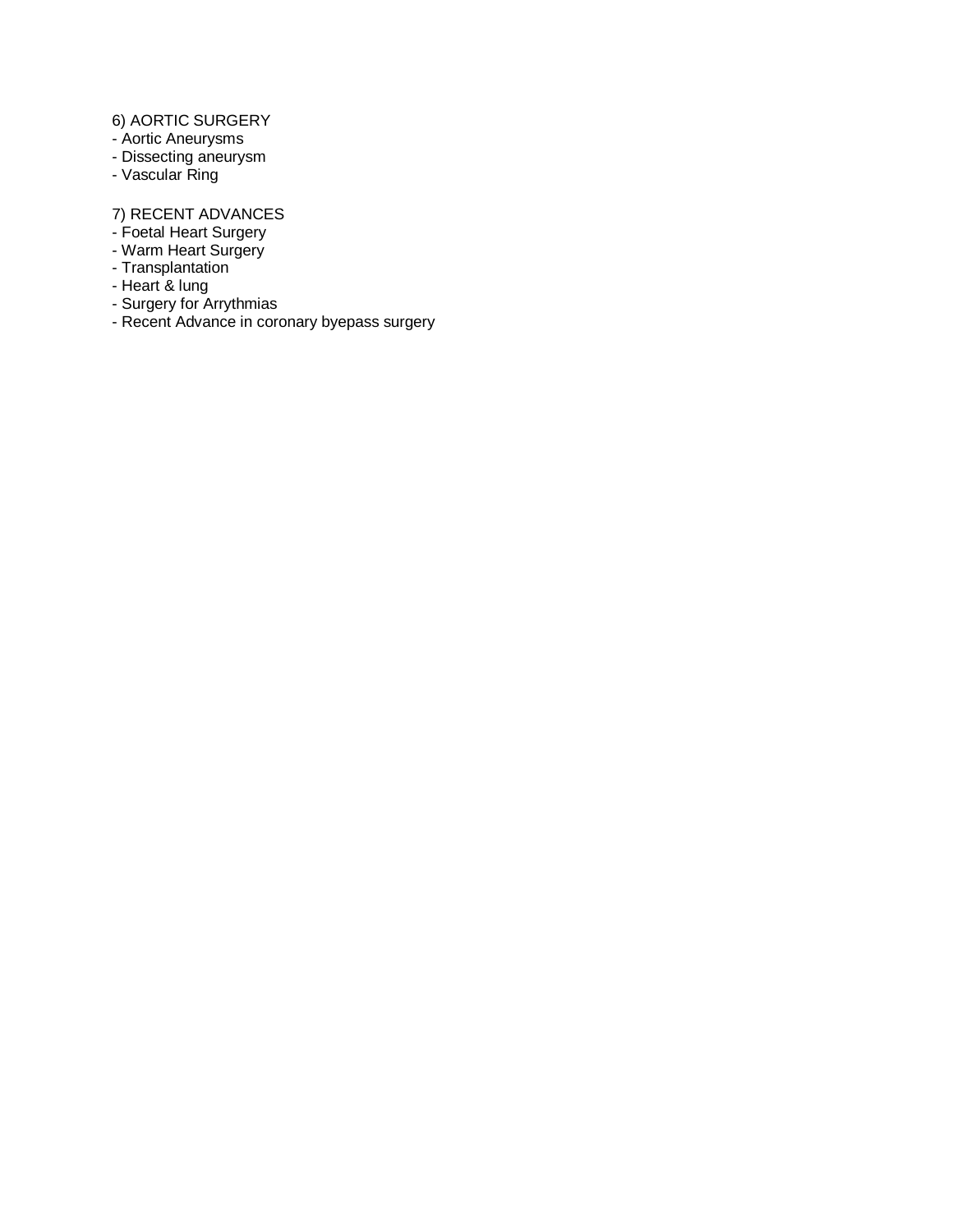6) AORTIC SURGERY
- Aortic Aneurysms
- Dissecting aneurysm
- Vascular Ring

7) RECENT ADVANCES
- Foetal Heart Surgery
- Warm Heart Surgery
- Transplantation
- Heart & lung
- Surgery for Arrythmias
- Recent Advance in coronary byepass surgery